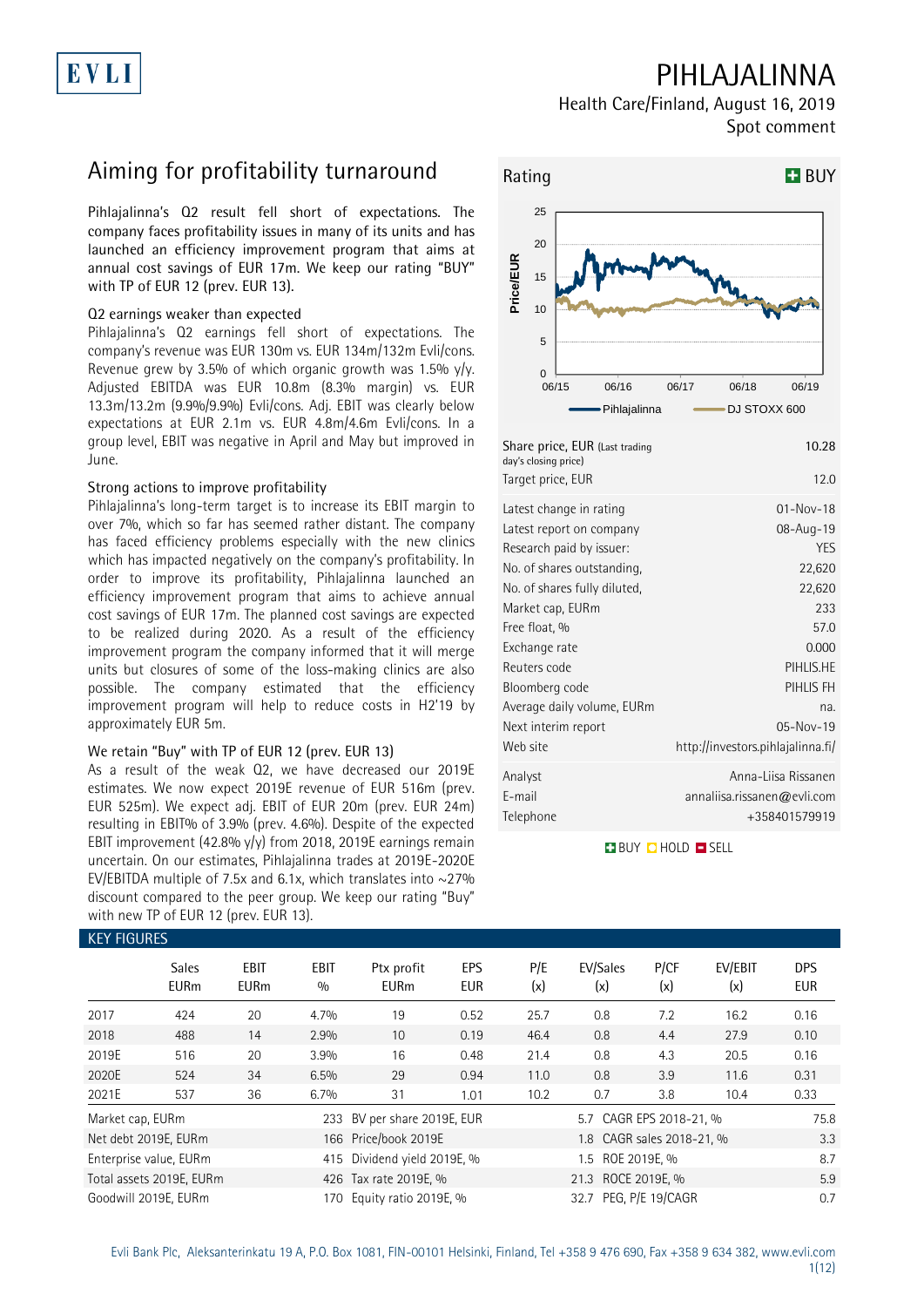# PIHLAJALINNA

Health Care/Finland, August 16, 2019

Spot comment

## Aiming for profitability turnaround

Pihlajalinna's Q2 result fell short of expectations. The company faces profitability issues in many of its units and has launched an efficiency improvement program that aims at annual cost savings of EUR 17m. We keep our rating "BUY" with TP of EUR 12 (prev. EUR 13).

### Q2 earnings weaker than expected

Pihlajalinna's Q2 earnings fell short of expectations. The company's revenue was EUR 130m vs. EUR 134m/132m Evli/cons. Revenue grew by 3.5% of which organic growth was 1.5% y/y. Adjusted EBITDA was EUR 10.8m (8.3% margin) vs. EUR 13.3m/13.2m (9.9%/9.9%) Evli/cons. Adj. EBIT was clearly below expectations at EUR 2.1m vs. EUR 4.8m/4.6m Evli/cons. In a group level, EBIT was negative in April and May but improved in June.

### Strong actions to improve profitability

Pihlajalinna's long-term target is to increase its EBIT margin to over 7%, which so far has seemed rather distant. The company has faced efficiency problems especially with the new clinics which has impacted negatively on the company's profitability. In order to improve its profitability, Pihlajalinna launched an efficiency improvement program that aims to achieve annual cost savings of EUR 17m. The planned cost savings are expected to be realized during 2020. As a result of the efficiency improvement program the company informed that it will merge units but closures of some of the loss-making clinics are also possible. The company estimated that the efficiency improvement program will help to reduce costs in H2'19 by approximately EUR 5m.

### We retain "Buy" with TP of EUR 12 (prev. EUR 13)

As a result of the weak Q2, we have decreased our 2019E estimates. We now expect 2019E revenue of EUR 516m (prev. EUR 525m). We expect adj. EBIT of EUR 20m (prev. EUR 24m) resulting in EBIT% of 3.9% (prev. 4.6%). Despite of the expected EBIT improvement (42.8% y/y) from 2018, 2019E earnings remain uncertain. On our estimates, Pihlajalinna trades at 2019E-2020E EV/EBITDA multiple of 7.5x and 6.1x, which translates into ~27% discount compared to the peer group. We keep our rating "Buy" with new TP of EUR 12 (prev. EUR 13).

**Rating: BUY**

| | |
|---|---|
| Share price, EUR (Last trading day's closing price) | 10.28 |
| Target price, EUR | 12.0 |
| Latest change in rating | 01-Nov-18 |
| Latest report on company | 08-Aug-19 |
| Research paid by issuer: | YES |
| No. of shares outstanding, | 22,620 |
| No. of shares fully diluted, | 22,620 |
| Market cap, EURm | 233 |
| Free float, % | 57.0 |
| Exchange rate | 0.000 |
| Reuters code | PIHLIS.HE |
| Bloomberg code | PIHLIS FH |
| Average daily volume, EURm | na. |
| Next interim report | 05-Nov-19 |
| Web site | http://investors.pihlajalinna.fi/ |
| Analyst | Anna-Liisa Rissanen |
| E-mail | annaliisa.rissanen@evli.com |
| Telephone | +358401579919 |

BUY HOLD SELL

### KEY FIGURES

| | Sales EURm | EBIT EURm | EBIT % | Ptx profit EURm | EPS EUR | P/E (x) | EV/Sales (x) | P/CF (x) | EV/EBIT (x) | DPS EUR |
|---|---|---|---|---|---|---|---|---|---|---|
| 2017 | 424 | 20 | 4.7% | 19 | 0.52 | 25.7 | 0.8 | 7.2 | 16.2 | 0.16 |
| 2018 | 488 | 14 | 2.9% | 10 | 0.19 | 46.4 | 0.8 | 4.4 | 27.9 | 0.10 |
| 2019E | 516 | 20 | 3.9% | 16 | 0.48 | 21.4 | 0.8 | 4.3 | 20.5 | 0.16 |
| 2020E | 524 | 34 | 6.5% | 29 | 0.94 | 11.0 | 0.8 | 3.9 | 11.6 | 0.31 |
| 2021E | 537 | 36 | 6.7% | 31 | 1.01 | 10.2 | 0.7 | 3.8 | 10.4 | 0.33 |

| | | | | | |
|---|---|---|---|---|---|
| Market cap, EURm | 233 | BV per share 2019E, EUR | 5.7 | CAGR EPS 2018-21, % | 75.8 |
| Net debt 2019E, EURm | 166 | Price/book 2019E | 1.8 | CAGR sales 2018-21, % | 3.3 |
| Enterprise value, EURm | 415 | Dividend yield 2019E, % | 1.5 | ROE 2019E, % | 8.7 |
| Total assets 2019E, EURm | 426 | Tax rate 2019E, % | 21.3 | ROCE 2019E, % | 5.9 |
| Goodwill 2019E, EURm | 170 | Equity ratio 2019E, % | 32.7 | PEG, P/E 19/CAGR | 0.7 |

Evli Bank Plc, Aleksanterinkatu 19 A, P.O. Box 1081, FIN-00101 Helsinki, Finland, Tel +358 9 476 690, Fax +358 9 634 382, www.evli.com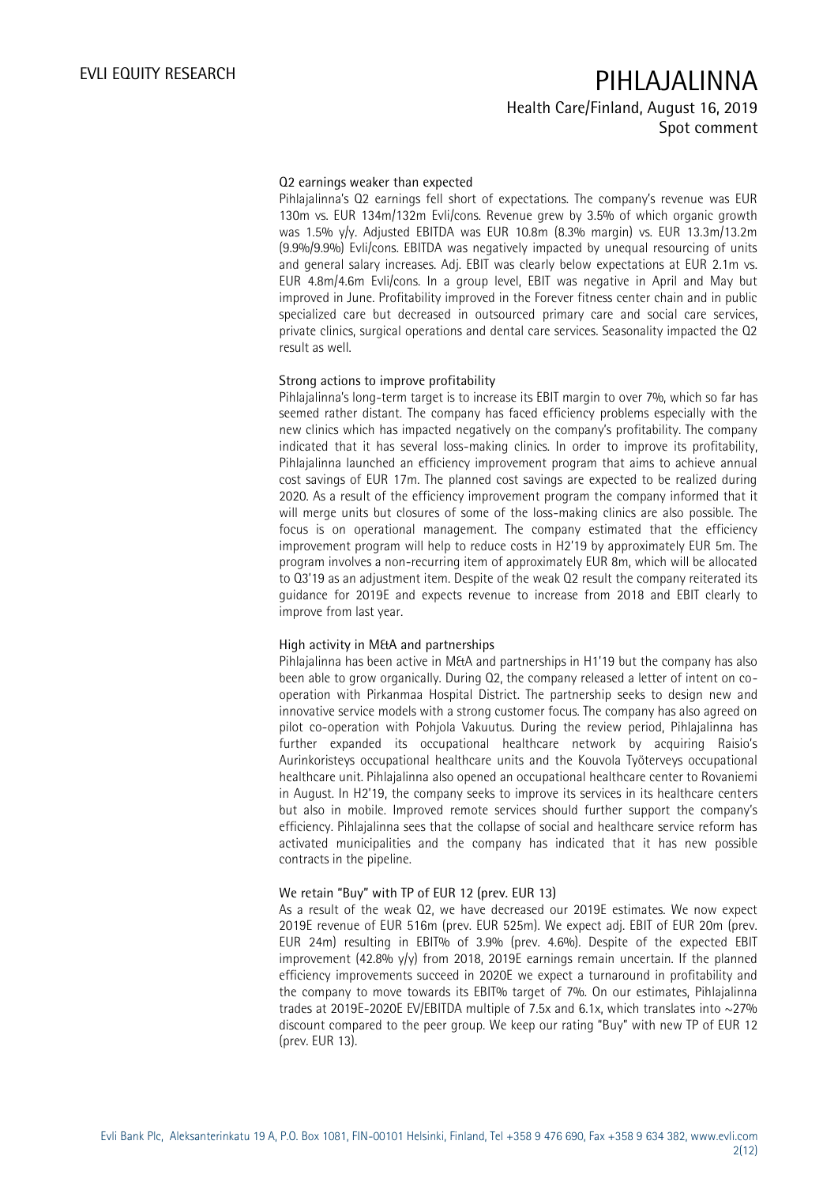### Q2 earnings weaker than expected

Pihlajalinna's Q2 earnings fell short of expectations. The company's revenue was EUR 130m vs. EUR 134m/132m Evli/cons. Revenue grew by 3.5% of which organic growth was 1.5% y/y. Adjusted EBITDA was EUR 10.8m (8.3% margin) vs. EUR 13.3m/13.2m (9.9%/9.9%) Evli/cons. EBITDA was negatively impacted by unequal resourcing of units and general salary increases. Adj. EBIT was clearly below expectations at EUR 2.1m vs. EUR 4.8m/4.6m Evli/cons. In a group level, EBIT was negative in April and May but improved in June. Profitability improved in the Forever fitness center chain and in public specialized care but decreased in outsourced primary care and social care services, private clinics, surgical operations and dental care services. Seasonality impacted the Q2 result as well.

### Strong actions to improve profitability

Pihlajalinna's long-term target is to increase its EBIT margin to over 7%, which so far has seemed rather distant. The company has faced efficiency problems especially with the new clinics which has impacted negatively on the company's profitability. The company indicated that it has several loss-making clinics. In order to improve its profitability, Pihlajalinna launched an efficiency improvement program that aims to achieve annual cost savings of EUR 17m. The planned cost savings are expected to be realized during 2020. As a result of the efficiency improvement program the company informed that it will merge units but closures of some of the loss-making clinics are also possible. The focus is on operational management. The company estimated that the efficiency improvement program will help to reduce costs in H2'19 by approximately EUR 5m. The program involves a non-recurring item of approximately EUR 8m, which will be allocated to Q3'19 as an adjustment item. Despite of the weak Q2 result the company reiterated its guidance for 2019E and expects revenue to increase from 2018 and EBIT clearly to improve from last year.

### High activity in M&A and partnerships

Pihlajalinna has been active in M&A and partnerships in H1'19 but the company has also been able to grow organically. During Q2, the company released a letter of intent on co-operation with Pirkanmaa Hospital District. The partnership seeks to design new and innovative service models with a strong customer focus. The company has also agreed on pilot co-operation with Pohjola Vakuutus. During the review period, Pihlajalinna has further expanded its occupational healthcare network by acquiring Raisio's Aurinkoristeys occupational healthcare units and the Kouvola Työterveys occupational healthcare unit. Pihlajalinna also opened an occupational healthcare center to Rovaniemi in August. In H2'19, the company seeks to improve its services in its healthcare centers but also in mobile. Improved remote services should further support the company's efficiency. Pihlajalinna sees that the collapse of social and healthcare service reform has activated municipalities and the company has indicated that it has new possible contracts in the pipeline.

### We retain "Buy" with TP of EUR 12 (prev. EUR 13)

As a result of the weak Q2, we have decreased our 2019E estimates. We now expect 2019E revenue of EUR 516m (prev. EUR 525m). We expect adj. EBIT of EUR 20m (prev. EUR 24m) resulting in EBIT% of 3.9% (prev. 4.6%). Despite of the expected EBIT improvement (42.8% y/y) from 2018, 2019E earnings remain uncertain. If the planned efficiency improvements succeed in 2020E we expect a turnaround in profitability and the company to move towards its EBIT% target of 7%. On our estimates, Pihlajalinna trades at 2019E-2020E EV/EBITDA multiple of 7.5x and 6.1x, which translates into ~27% discount compared to the peer group. We keep our rating "Buy" with new TP of EUR 12 (prev. EUR 13).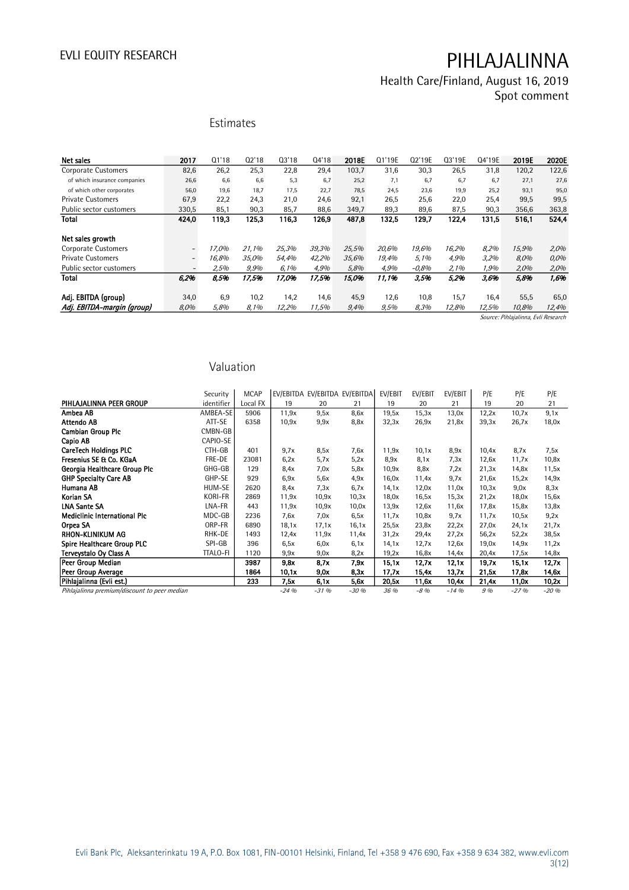# EVLI EQUITY RESEARCH

# PIHLAJALINNA

Health Care/Finland, August 16, 2019
Spot comment

## Estimates

| Net sales | 2017 | Q1'18 | Q2'18 | Q3'18 | Q4'18 | 2018E | Q1'19E | Q2'19E | Q3'19E | Q4'19E | 2019E | 2020E |
|---|---|---|---|---|---|---|---|---|---|---|---|---|
| Corporate Customers | 82,6 | 26,2 | 25,3 | 22,8 | 29,4 | 103,7 | 31,6 | 30,3 | 26,5 | 31,8 | 120,2 | 122,6 |
| of which insurance companies | 26,6 | 6,6 | 6,6 | 5,3 | 6,7 | 25,2 | 7,1 | 6,7 | 6,7 | 6,7 | 27,1 | 27,6 |
| of which other corporates | 56,0 | 19,6 | 18,7 | 17,5 | 22,7 | 78,5 | 24,5 | 23,6 | 19,9 | 25,2 | 93,1 | 95,0 |
| Private Customers | 67,9 | 22,2 | 24,3 | 21,0 | 24,6 | 92,1 | 26,5 | 25,6 | 22,0 | 25,4 | 99,5 | 99,5 |
| Public sector customers | 330,5 | 85,1 | 90,3 | 85,7 | 88,6 | 349,7 | 89,3 | 89,6 | 87,5 | 90,3 | 356,6 | 363,8 |
| **Total** | **424,0** | **119,3** | **125,3** | **116,3** | **126,9** | **487,8** | **132,5** | **129,7** | **122,4** | **131,5** | **516,1** | **524,4** |
| | | | | | | | | | | | | |
| **Net sales growth** | | | | | | | | | | | | |
| Corporate Customers | - | *17,0%* | *21,1%* | *25,3%* | *39,3%* | *25,5%* | *20,6%* | *19,6%* | *16,2%* | *8,2%* | *15,9%* | *2,0%* |
| Private Customers | - | *16,8%* | *35,0%* | *54,4%* | *42,2%* | *35,6%* | *19,4%* | *5,1%* | *4,9%* | *3,2%* | *8,0%* | *0,0%* |
| Public sector customers | - | *2,5%* | *9,9%* | *6,1%* | *4,9%* | *5,8%* | *4,9%* | *-0,8%* | *2,1%* | *1,9%* | *2,0%* | *2,0%* |
| **Total** | ***6,2%*** | ***8,5%*** | ***17,5%*** | ***17,0%*** | ***17,5%*** | ***15,0%*** | ***11,1%*** | ***3,5%*** | ***5,2%*** | ***3,6%*** | ***5,8%*** | ***1,6%*** |
| | | | | | | | | | | | | |
| **Adj. EBITDA (group)** | 34,0 | 6,9 | 10,2 | 14,2 | 14,6 | 45,9 | 12,6 | 10,8 | 15,7 | 16,4 | 55,5 | 65,0 |
| ***Adj. EBITDA-margin (group)*** | *8,0%* | *5,8%* | *8,1%* | *12,2%* | *11,5%* | *9,4%* | *9,5%* | *8,3%* | *12,8%* | *12,5%* | *10,8%* | *12,4%* |

*Source: Pihlajalinna, Evli Research*

## Valuation

| PIHLAJALINNA PEER GROUP | Security identifier | MCAP Local FX | EV/EBITDA 19 | EV/EBITDA 20 | EV/EBITDA 21 | EV/EBIT 19 | EV/EBIT 20 | EV/EBIT 21 | P/E 19 | P/E 20 | P/E 21 |
|---|---|---|---|---|---|---|---|---|---|---|---|
| **Ambea AB** | AMBEA-SE | 5906 | 11,9x | 9,5x | 8,6x | 19,5x | 15,3x | 13,0x | 12,2x | 10,7x | 9,1x |
| **Attendo AB** | ATT-SE | 6358 | 10,9x | 9,9x | 8,8x | 32,3x | 26,9x | 21,8x | 39,3x | 26,7x | 18,0x |
| **Cambian Group Plc** | CMBN-GB | | | | | | | | | | |
| **Capio AB** | CAPIO-SE | | | | | | | | | | |
| **CareTech Holdings PLC** | CTH-GB | 401 | 9,7x | 8,5x | 7,6x | 11,9x | 10,1x | 8,9x | 10,4x | 8,7x | 7,5x |
| **Fresenius SE & Co. KGaA** | FRE-DE | 23081 | 6,2x | 5,7x | 5,2x | 8,9x | 8,1x | 7,3x | 12,6x | 11,7x | 10,8x |
| **Georgia Healthcare Group Plc** | GHG-GB | 129 | 8,4x | 7,0x | 5,8x | 10,9x | 8,8x | 7,2x | 21,3x | 14,8x | 11,5x |
| **GHP Specialty Care AB** | GHP-SE | 929 | 6,9x | 5,6x | 4,9x | 16,0x | 11,4x | 9,7x | 21,6x | 15,2x | 14,9x |
| **Humana AB** | HUM-SE | 2620 | 8,4x | 7,3x | 6,7x | 14,1x | 12,0x | 11,0x | 10,3x | 9,0x | 8,3x |
| **Korian SA** | KORI-FR | 2869 | 11,9x | 10,9x | 10,3x | 18,0x | 16,5x | 15,3x | 21,2x | 18,0x | 15,6x |
| **LNA Sante SA** | LNA-FR | 443 | 11,9x | 10,9x | 10,0x | 13,9x | 12,6x | 11,6x | 17,8x | 15,8x | 13,8x |
| **Mediclinic International Plc** | MDC-GB | 2236 | 7,6x | 7,0x | 6,5x | 11,7x | 10,8x | 9,7x | 11,7x | 10,5x | 9,2x |
| **Orpea SA** | ORP-FR | 6890 | 18,1x | 17,1x | 16,1x | 25,5x | 23,8x | 22,2x | 27,0x | 24,1x | 21,7x |
| **RHON-KLINIKUM AG** | RHK-DE | 1493 | 12,4x | 11,9x | 11,4x | 31,2x | 29,4x | 27,2x | 56,2x | 52,2x | 38,5x |
| **Spire Healthcare Group PLC** | SPI-GB | 396 | 6,5x | 6,0x | 6,1x | 14,1x | 12,7x | 12,6x | 19,0x | 14,9x | 11,2x |
| **Terveystalo Oy Class A** | TTALO-FI | 1120 | 9,9x | 9,0x | 8,2x | 19,2x | 16,8x | 14,4x | 20,4x | 17,5x | 14,8x |
| **Peer Group Median** | | **3987** | **9,8x** | **8,7x** | **7,9x** | **15,1x** | **12,7x** | **12,1x** | **19,7x** | **15,1x** | **12,7x** |
| **Peer Group Average** | | **1864** | **10,1x** | **9,0x** | **8,3x** | **17,7x** | **15,4x** | **13,7x** | **21,5x** | **17,8x** | **14,6x** |
| **Pihlajalinna (Evli est.)** | | **233** | **7,5x** | **6,1x** | **5,6x** | **20,5x** | **11,6x** | **10,4x** | **21,4x** | **11,0x** | **10,2x** |
| *Pihlajalinna premium/discount to peer median* | | | *-24 %* | *-31 %* | *-30 %* | *36 %* | *-8 %* | *-14 %* | *9 %* | *-27 %* | *-20 %* |

Evli Bank Plc, Aleksanterinkatu 19 A, P.O. Box 1081, FIN-00101 Helsinki, Finland, Tel +358 9 476 690, Fax +358 9 634 382, www.evli.com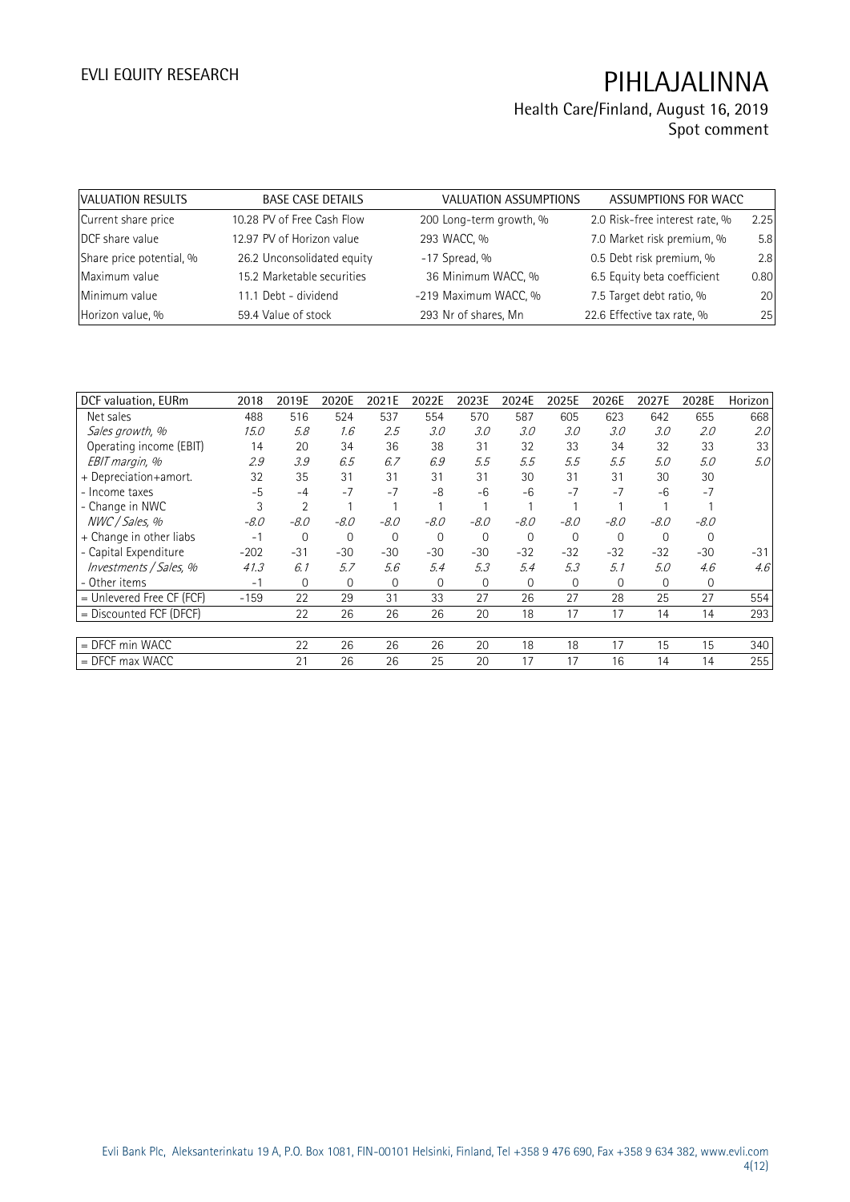| VALUATION RESULTS | | BASE CASE DETAILS | | VALUATION ASSUMPTIONS | | ASSUMPTIONS FOR WACC | |
|---|---|---|---|---|---|---|---|
| Current share price | 10.28 | PV of Free Cash Flow | 200 | Long-term growth, % | 2.0 | Risk-free interest rate, % | 2.25 |
| DCF share value | 12.97 | PV of Horizon value | 293 | WACC, % | 7.0 | Market risk premium, % | 5.8 |
| Share price potential, % | 26.2 | Unconsolidated equity | -17 | Spread, % | 0.5 | Debt risk premium, % | 2.8 |
| Maximum value | 15.2 | Marketable securities | 36 | Minimum WACC, % | 6.5 | Equity beta coefficient | 0.80 |
| Minimum value | 11.1 | Debt - dividend | -219 | Maximum WACC, % | 7.5 | Target debt ratio, % | 20 |
| Horizon value, % | 59.4 | Value of stock | 293 | Nr of shares, Mn | 22.6 | Effective tax rate, % | 25 |

| DCF valuation, EURm | 2018 | 2019E | 2020E | 2021E | 2022E | 2023E | 2024E | 2025E | 2026E | 2027E | 2028E | Horizon |
|---|---|---|---|---|---|---|---|---|---|---|---|---|
| Net sales | 488 | 516 | 524 | 537 | 554 | 570 | 587 | 605 | 623 | 642 | 655 | 668 |
| *Sales growth, %* | *15.0* | *5.8* | *1.6* | *2.5* | *3.0* | *3.0* | *3.0* | *3.0* | *3.0* | *3.0* | *2.0* | *2.0* |
| Operating income (EBIT) | 14 | 20 | 34 | 36 | 38 | 31 | 32 | 33 | 34 | 32 | 33 | 33 |
| *EBIT margin, %* | *2.9* | *3.9* | *6.5* | *6.7* | *6.9* | *5.5* | *5.5* | *5.5* | *5.5* | *5.0* | *5.0* | *5.0* |
| + Depreciation+amort. | 32 | 35 | 31 | 31 | 31 | 31 | 30 | 31 | 31 | 30 | 30 | |
| - Income taxes | -5 | -4 | -7 | -7 | -8 | -6 | -6 | -7 | -7 | -6 | -7 | |
| - Change in NWC | 3 | 2 | 1 | 1 | 1 | 1 | 1 | 1 | 1 | 1 | 1 | |
| *NWC / Sales, %* | *-8.0* | *-8.0* | *-8.0* | *-8.0* | *-8.0* | *-8.0* | *-8.0* | *-8.0* | *-8.0* | *-8.0* | *-8.0* | |
| + Change in other liabs | -1 | 0 | 0 | 0 | 0 | 0 | 0 | 0 | 0 | 0 | 0 | |
| - Capital Expenditure | -202 | -31 | -30 | -30 | -30 | -30 | -32 | -32 | -32 | -32 | -30 | -31 |
| *Investments / Sales, %* | *41.3* | *6.1* | *5.7* | *5.6* | *5.4* | *5.3* | *5.4* | *5.3* | *5.1* | *5.0* | *4.6* | *4.6* |
| - Other items | -1 | 0 | 0 | 0 | 0 | 0 | 0 | 0 | 0 | 0 | 0 | |
| = Unlevered Free CF (FCF) | -159 | 22 | 29 | 31 | 33 | 27 | 26 | 27 | 28 | 25 | 27 | 554 |
| = Discounted FCF (DFCF) | | 22 | 26 | 26 | 26 | 20 | 18 | 17 | 17 | 14 | 14 | 293 |
| | | | | | | | | | | | | |
| = DFCF min WACC | | 22 | 26 | 26 | 26 | 20 | 18 | 18 | 17 | 15 | 15 | 340 |
| = DFCF max WACC | | 21 | 26 | 26 | 25 | 20 | 17 | 17 | 16 | 14 | 14 | 255 |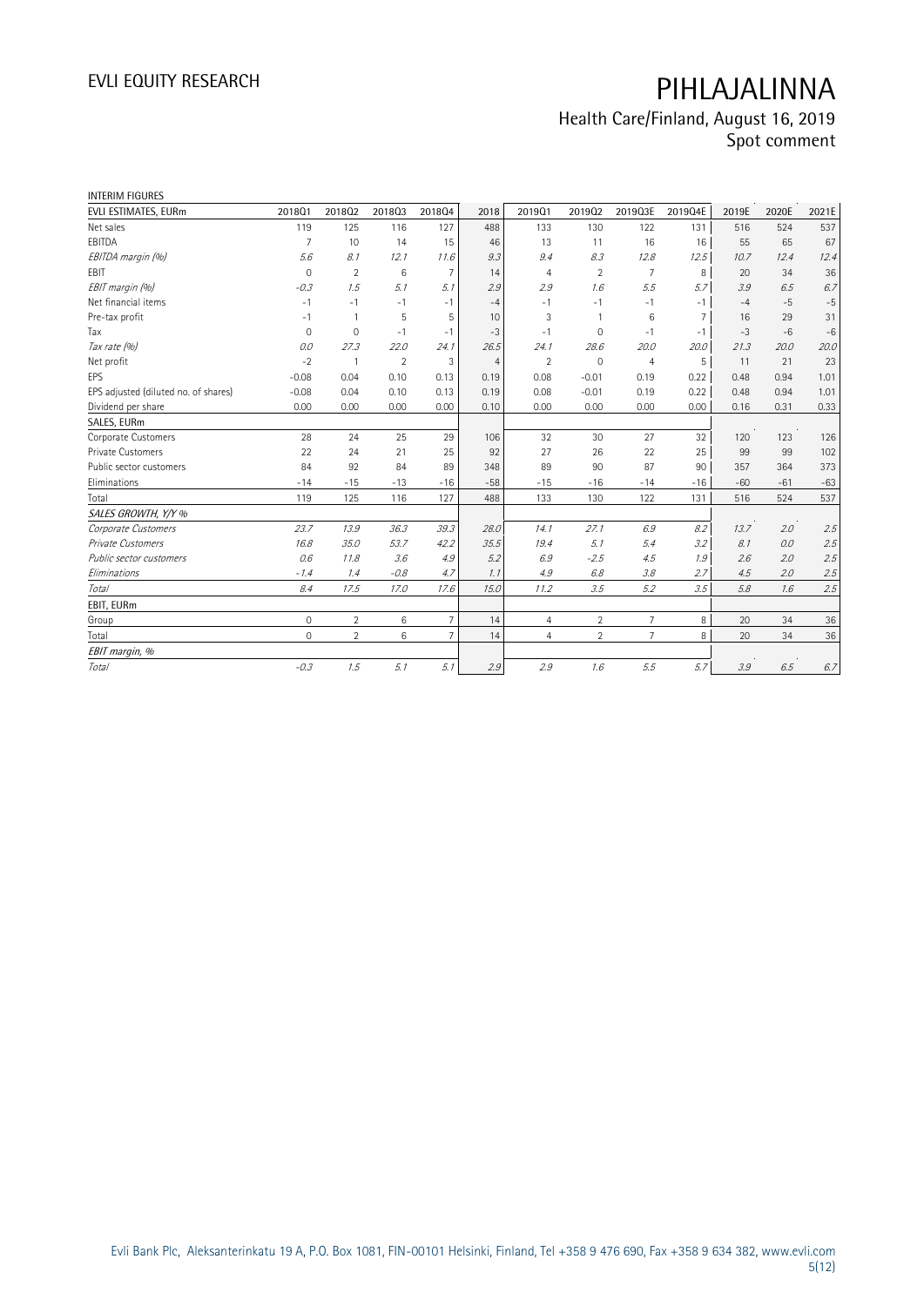INTERIM FIGURES

| EVLI ESTIMATES, EURm | 2018Q1 | 2018Q2 | 2018Q3 | 2018Q4 | 2018 | 2019Q1 | 2019Q2 | 2019Q3E | 2019Q4E | 2019E | 2020E | 2021E |
|---|---|---|---|---|---|---|---|---|---|---|---|---|
| Net sales | 119 | 125 | 116 | 127 | 488 | 133 | 130 | 122 | 131 | 516 | 524 | 537 |
| EBITDA | 7 | 10 | 14 | 15 | 46 | 13 | 11 | 16 | 16 | 55 | 65 | 67 |
| *EBITDA margin (%)* | *5.6* | *8.1* | *12.1* | *11.6* | *9.3* | *9.4* | *8.3* | *12.8* | *12.5* | *10.7* | *12.4* | *12.4* |
| EBIT | 0 | 2 | 6 | 7 | 14 | 4 | 2 | 7 | 8 | 20 | 34 | 36 |
| *EBIT margin (%)* | *-0.3* | *1.5* | *5.1* | *5.1* | *2.9* | *2.9* | *1.6* | *5.5* | *5.7* | *3.9* | *6.5* | *6.7* |
| Net financial items | -1 | -1 | -1 | -1 | -4 | -1 | -1 | -1 | -1 | -4 | -5 | -5 |
| Pre-tax profit | -1 | 1 | 5 | 5 | 10 | 3 | 1 | 6 | 7 | 16 | 29 | 31 |
| Tax | 0 | 0 | -1 | -1 | -3 | -1 | 0 | -1 | -1 | -3 | -6 | -6 |
| *Tax rate (%)* | *0.0* | *27.3* | *22.0* | *24.1* | *26.5* | *24.1* | *28.6* | *20.0* | *20.0* | *21.3* | *20.0* | *20.0* |
| Net profit | -2 | 1 | 2 | 3 | 4 | 2 | 0 | 4 | 5 | 11 | 21 | 23 |
| EPS | -0.08 | 0.04 | 0.10 | 0.13 | 0.19 | 0.08 | -0.01 | 0.19 | 0.22 | 0.48 | 0.94 | 1.01 |
| EPS adjusted (diluted no. of shares) | -0.08 | 0.04 | 0.10 | 0.13 | 0.19 | 0.08 | -0.01 | 0.19 | 0.22 | 0.48 | 0.94 | 1.01 |
| Dividend per share | 0.00 | 0.00 | 0.00 | 0.00 | 0.10 | 0.00 | 0.00 | 0.00 | 0.00 | 0.16 | 0.31 | 0.33 |
| SALES, EURm | | | | | | | | | | | | |
| Corporate Customers | 28 | 24 | 25 | 29 | 106 | 32 | 30 | 27 | 32 | 120 | 123 | 126 |
| Private Customers | 22 | 24 | 21 | 25 | 92 | 27 | 26 | 22 | 25 | 99 | 99 | 102 |
| Public sector customers | 84 | 92 | 84 | 89 | 348 | 89 | 90 | 87 | 90 | 357 | 364 | 373 |
| Eliminations | -14 | -15 | -13 | -16 | -58 | -15 | -16 | -14 | -16 | -60 | -61 | -63 |
| Total | 119 | 125 | 116 | 127 | 488 | 133 | 130 | 122 | 131 | 516 | 524 | 537 |
| *SALES GROWTH, Y/Y %* | | | | | | | | | | | | |
| *Corporate Customers* | *23.7* | *13.9* | *36.3* | *39.3* | *28.0* | *14.1* | *27.1* | *6.9* | *8.2* | *13.7* | *2.0* | *2.5* |
| *Private Customers* | *16.8* | *35.0* | *53.7* | *42.2* | *35.5* | *19.4* | *5.1* | *5.4* | *3.2* | *8.1* | *0.0* | *2.5* |
| *Public sector customers* | *0.6* | *11.8* | *3.6* | *4.9* | *5.2* | *6.9* | *-2.5* | *4.5* | *1.9* | *2.6* | *2.0* | *2.5* |
| *Eliminations* | *-1.4* | *1.4* | *-0.8* | *4.7* | *1.1* | *4.9* | *6.8* | *3.8* | *2.7* | *4.5* | *2.0* | *2.5* |
| *Total* | *8.4* | *17.5* | *17.0* | *17.6* | *15.0* | *11.2* | *3.5* | *5.2* | *3.5* | *5.8* | *1.6* | *2.5* |
| EBIT, EURm | | | | | | | | | | | | |
| Group | 0 | 2 | 6 | 7 | 14 | 4 | 2 | 7 | 8 | 20 | 34 | 36 |
| Total | 0 | 2 | 6 | 7 | 14 | 4 | 2 | 7 | 8 | 20 | 34 | 36 |
| *EBIT margin, %* | | | | | | | | | | | | |
| *Total* | *-0.3* | *1.5* | *5.1* | *5.1* | *2.9* | *2.9* | *1.6* | *5.5* | *5.7* | *3.9* | *6.5* | *6.7* |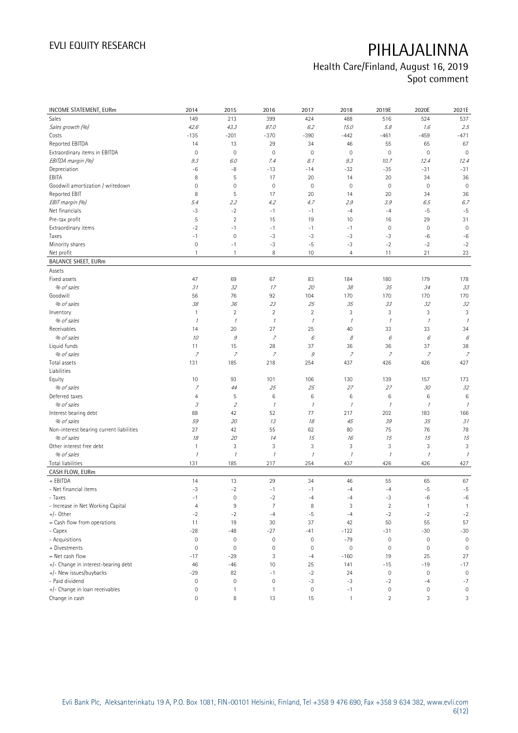# PIHLAJALINNA

Health Care/Finland, August 16, 2019
Spot comment

| INCOME STATEMENT, EURm | 2014 | 2015 | 2016 | 2017 | 2018 | 2019E | 2020E | 2021E |
|---|---|---|---|---|---|---|---|---|
| Sales | 149 | 213 | 399 | 424 | 488 | 516 | 524 | 537 |
| *Sales growth (%)* | *42.6* | *43.3* | *87.0* | *6.2* | *15.0* | *5.8* | *1.6* | *2.5* |
| Costs | -135 | -201 | -370 | -390 | -442 | -461 | -459 | -471 |
| Reported EBITDA | 14 | 13 | 29 | 34 | 46 | 55 | 65 | 67 |
| Extraordinary items in EBITDA | 0 | 0 | 0 | 0 | 0 | 0 | 0 | 0 |
| *EBITDA margin (%)* | *9.3* | *6.0* | *7.4* | *8.1* | *9.3* | *10.7* | *12.4* | *12.4* |
| Depreciation | -6 | -8 | -13 | -14 | -32 | -35 | -31 | -31 |
| EBITA | 8 | 5 | 17 | 20 | 14 | 20 | 34 | 36 |
| Goodwill amortization / writedown | 0 | 0 | 0 | 0 | 0 | 0 | 0 | 0 |
| Reported EBIT | 8 | 5 | 17 | 20 | 14 | 20 | 34 | 36 |
| *EBIT margin (%)* | *5.4* | *2.2* | *4.2* | *4.7* | *2.9* | *3.9* | *6.5* | *6.7* |
| Net financials | -3 | -2 | -1 | -1 | -4 | -4 | -5 | -5 |
| Pre-tax profit | 5 | 2 | 15 | 19 | 10 | 16 | 29 | 31 |
| Extraordinary items | -2 | -1 | -1 | -1 | -1 | 0 | 0 | 0 |
| Taxes | -1 | 0 | -3 | -3 | -3 | -3 | -6 | -6 |
| Minority shares | 0 | -1 | -3 | -5 | -3 | -2 | -2 | -2 |
| Net profit | 1 | 1 | 8 | 10 | 4 | 11 | 21 | 23 |
| **BALANCE SHEET, EURm** | | | | | | | | |
| Assets | | | | | | | | |
| Fixed assets | 47 | 69 | 67 | 83 | 184 | 180 | 179 | 178 |
| *% of sales* | *31* | *32* | *17* | *20* | *38* | *35* | *34* | *33* |
| Goodwill | 56 | 76 | 92 | 104 | 170 | 170 | 170 | 170 |
| *% of sales* | *38* | *36* | *23* | *25* | *35* | *33* | *32* | *32* |
| Inventory | 1 | 2 | 2 | 2 | 3 | 3 | 3 | 3 |
| *% of sales* | *1* | *1* | *1* | *1* | *1* | *1* | *1* | *1* |
| Receivables | 14 | 20 | 27 | 25 | 40 | 33 | 33 | 34 |
| *% of sales* | *10* | *9* | *7* | *6* | *8* | *6* | *6* | *6* |
| Liquid funds | 11 | 15 | 28 | 37 | 36 | 36 | 37 | 38 |
| *% of sales* | *7* | *7* | *7* | *9* | *7* | *7* | *7* | *7* |
| Total assets | 131 | 185 | 218 | 254 | 437 | 426 | 426 | 427 |
| Liabilities | | | | | | | | |
| Equity | 10 | 93 | 101 | 106 | 130 | 139 | 157 | 173 |
| *% of sales* | *7* | *44* | *25* | *25* | *27* | *27* | *30* | *32* |
| Deferred taxes | 4 | 5 | 6 | 6 | 6 | 6 | 6 | 6 |
| *% of sales* | *3* | *2* | *1* | *1* | *1* | *1* | *1* | *1* |
| Interest bearing debt | 88 | 42 | 52 | 77 | 217 | 202 | 183 | 166 |
| *% of sales* | *59* | *20* | *13* | *18* | *45* | *39* | *35* | *31* |
| Non-interest bearing current liabilities | 27 | 42 | 55 | 62 | 80 | 75 | 76 | 78 |
| *% of sales* | *18* | *20* | *14* | *15* | *16* | *15* | *15* | *15* |
| Other interest free debt | 1 | 3 | 3 | 3 | 3 | 3 | 3 | 3 |
| *% of sales* | *1* | *1* | *1* | *1* | *1* | *1* | *1* | *1* |
| Total liabilities | 131 | 185 | 217 | 254 | 437 | 426 | 426 | 427 |
| **CASH FLOW, EURm** | | | | | | | | |
| + EBITDA | 14 | 13 | 29 | 34 | 46 | 55 | 65 | 67 |
| - Net financial items | -3 | -2 | -1 | -1 | -4 | -4 | -5 | -5 |
| - Taxes | -1 | 0 | -2 | -4 | -4 | -3 | -6 | -6 |
| - Increase in Net Working Capital | 4 | 9 | 7 | 8 | 3 | 2 | 1 | 1 |
| +/- Other | -2 | -2 | -4 | -5 | -4 | -2 | -2 | -2 |
| = Cash flow from operations | 11 | 19 | 30 | 37 | 42 | 50 | 55 | 57 |
| - Capex | -28 | -48 | -27 | -41 | -122 | -31 | -30 | -30 |
| - Acquisitions | 0 | 0 | 0 | 0 | -79 | 0 | 0 | 0 |
| + Divestments | 0 | 0 | 0 | 0 | 0 | 0 | 0 | 0 |
| = Net cash flow | -17 | -29 | 3 | -4 | -160 | 19 | 25 | 27 |
| +/- Change in interest-bearing debt | 46 | -46 | 10 | 25 | 141 | -15 | -19 | -17 |
| +/- New issues/buybacks | -29 | 82 | -1 | -2 | 24 | 0 | 0 | 0 |
| - Paid dividend | 0 | 0 | 0 | -3 | -3 | -2 | -4 | -7 |
| +/- Change in loan receivables | 0 | 1 | 1 | 0 | -1 | 0 | 0 | 0 |
| Change in cash | 0 | 8 | 13 | 15 | 1 | 2 | 3 | 3 |

Evli Bank Plc, Aleksanterinkatu 19 A, P.O. Box 1081, FIN-00101 Helsinki, Finland, Tel +358 9 476 690, Fax +358 9 634 382, www.evli.com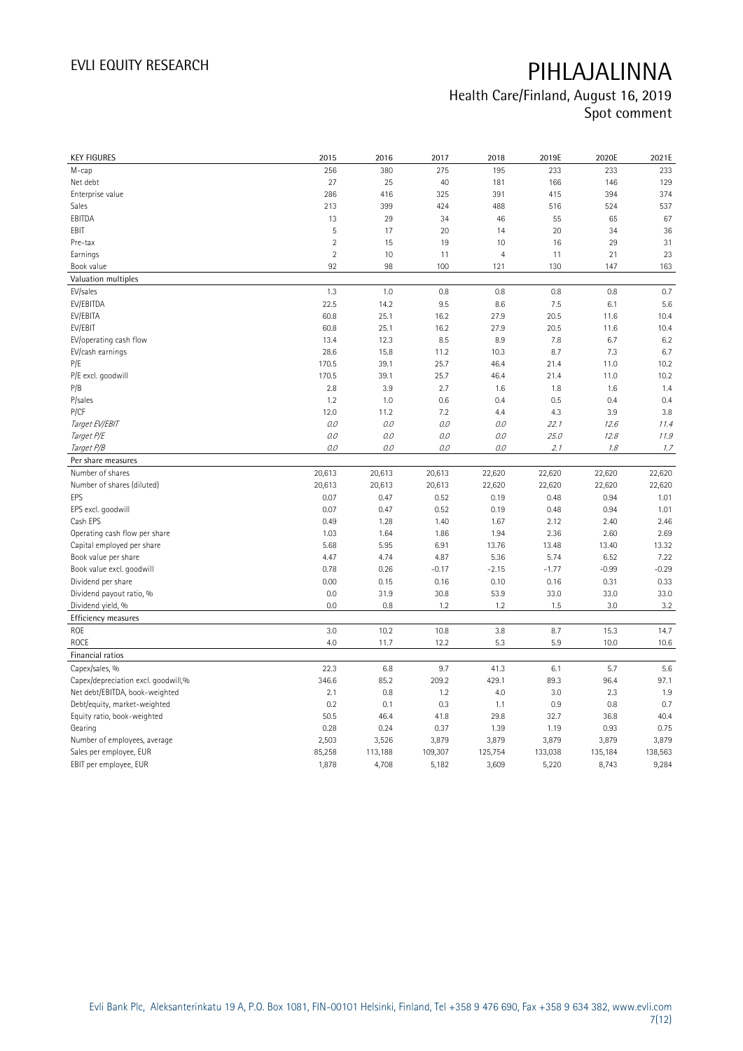# PIHLAJALINNA

## Health Care/Finland, August 16, 2019
## Spot comment

| KEY FIGURES | 2015 | 2016 | 2017 | 2018 | 2019E | 2020E | 2021E |
|---|---|---|---|---|---|---|---|
| M-cap | 256 | 380 | 275 | 195 | 233 | 233 | 233 |
| Net debt | 27 | 25 | 40 | 181 | 166 | 146 | 129 |
| Enterprise value | 286 | 416 | 325 | 391 | 415 | 394 | 374 |
| Sales | 213 | 399 | 424 | 488 | 516 | 524 | 537 |
| EBITDA | 13 | 29 | 34 | 46 | 55 | 65 | 67 |
| EBIT | 5 | 17 | 20 | 14 | 20 | 34 | 36 |
| Pre-tax | 2 | 15 | 19 | 10 | 16 | 29 | 31 |
| Earnings | 2 | 10 | 11 | 4 | 11 | 21 | 23 |
| Book value | 92 | 98 | 100 | 121 | 130 | 147 | 163 |
| **Valuation multiples** | | | | | | | |
| EV/sales | 1.3 | 1.0 | 0.8 | 0.8 | 0.8 | 0.8 | 0.7 |
| EV/EBITDA | 22.5 | 14.2 | 9.5 | 8.6 | 7.5 | 6.1 | 5.6 |
| EV/EBITA | 60.8 | 25.1 | 16.2 | 27.9 | 20.5 | 11.6 | 10.4 |
| EV/EBIT | 60.8 | 25.1 | 16.2 | 27.9 | 20.5 | 11.6 | 10.4 |
| EV/operating cash flow | 13.4 | 12.3 | 8.5 | 8.9 | 7.8 | 6.7 | 6.2 |
| EV/cash earnings | 28.6 | 15.8 | 11.2 | 10.3 | 8.7 | 7.3 | 6.7 |
| P/E | 170.5 | 39.1 | 25.7 | 46.4 | 21.4 | 11.0 | 10.2 |
| P/E excl. goodwill | 170.5 | 39.1 | 25.7 | 46.4 | 21.4 | 11.0 | 10.2 |
| P/B | 2.8 | 3.9 | 2.7 | 1.6 | 1.8 | 1.6 | 1.4 |
| P/sales | 1.2 | 1.0 | 0.6 | 0.4 | 0.5 | 0.4 | 0.4 |
| P/CF | 12.0 | 11.2 | 7.2 | 4.4 | 4.3 | 3.9 | 3.8 |
| *Target EV/EBIT* | *0.0* | *0.0* | *0.0* | *0.0* | *22.1* | *12.6* | *11.4* |
| *Target P/E* | *0.0* | *0.0* | *0.0* | *0.0* | *25.0* | *12.8* | *11.9* |
| *Target P/B* | *0.0* | *0.0* | *0.0* | *0.0* | *2.1* | *1.8* | *1.7* |
| **Per share measures** | | | | | | | |
| Number of shares | 20,613 | 20,613 | 20,613 | 22,620 | 22,620 | 22,620 | 22,620 |
| Number of shares (diluted) | 20,613 | 20,613 | 20,613 | 22,620 | 22,620 | 22,620 | 22,620 |
| EPS | 0.07 | 0.47 | 0.52 | 0.19 | 0.48 | 0.94 | 1.01 |
| EPS excl. goodwill | 0.07 | 0.47 | 0.52 | 0.19 | 0.48 | 0.94 | 1.01 |
| Cash EPS | 0.49 | 1.28 | 1.40 | 1.67 | 2.12 | 2.40 | 2.46 |
| Operating cash flow per share | 1.03 | 1.64 | 1.86 | 1.94 | 2.36 | 2.60 | 2.69 |
| Capital employed per share | 5.68 | 5.95 | 6.91 | 13.76 | 13.48 | 13.40 | 13.32 |
| Book value per share | 4.47 | 4.74 | 4.87 | 5.36 | 5.74 | 6.52 | 7.22 |
| Book value excl. goodwill | 0.78 | 0.26 | -0.17 | -2.15 | -1.77 | -0.99 | -0.29 |
| Dividend per share | 0.00 | 0.15 | 0.16 | 0.10 | 0.16 | 0.31 | 0.33 |
| Dividend payout ratio, % | 0.0 | 31.9 | 30.8 | 53.9 | 33.0 | 33.0 | 33.0 |
| Dividend yield, % | 0.0 | 0.8 | 1.2 | 1.2 | 1.5 | 3.0 | 3.2 |
| **Efficiency measures** | | | | | | | |
| ROE | 3.0 | 10.2 | 10.8 | 3.8 | 8.7 | 15.3 | 14.7 |
| ROCE | 4.0 | 11.7 | 12.2 | 5.3 | 5.9 | 10.0 | 10.6 |
| **Financial ratios** | | | | | | | |
| Capex/sales, % | 22.3 | 6.8 | 9.7 | 41.3 | 6.1 | 5.7 | 5.6 |
| Capex/depreciation excl. goodwill,% | 346.6 | 85.2 | 209.2 | 429.1 | 89.3 | 96.4 | 97.1 |
| Net debt/EBITDA, book-weighted | 2.1 | 0.8 | 1.2 | 4.0 | 3.0 | 2.3 | 1.9 |
| Debt/equity, market-weighted | 0.2 | 0.1 | 0.3 | 1.1 | 0.9 | 0.8 | 0.7 |
| Equity ratio, book-weighted | 50.5 | 46.4 | 41.8 | 29.8 | 32.7 | 36.8 | 40.4 |
| Gearing | 0.28 | 0.24 | 0.37 | 1.39 | 1.19 | 0.93 | 0.75 |
| Number of employees, average | 2,503 | 3,526 | 3,879 | 3,879 | 3,879 | 3,879 | 3,879 |
| Sales per employee, EUR | 85,258 | 113,188 | 109,307 | 125,754 | 133,038 | 135,184 | 138,563 |
| EBIT per employee, EUR | 1,878 | 4,708 | 5,182 | 3,609 | 5,220 | 8,743 | 9,284 |

Evli Bank Plc, Aleksanterinkatu 19 A, P.O. Box 1081, FIN-00101 Helsinki, Finland, Tel +358 9 476 690, Fax +358 9 634 382, www.evli.com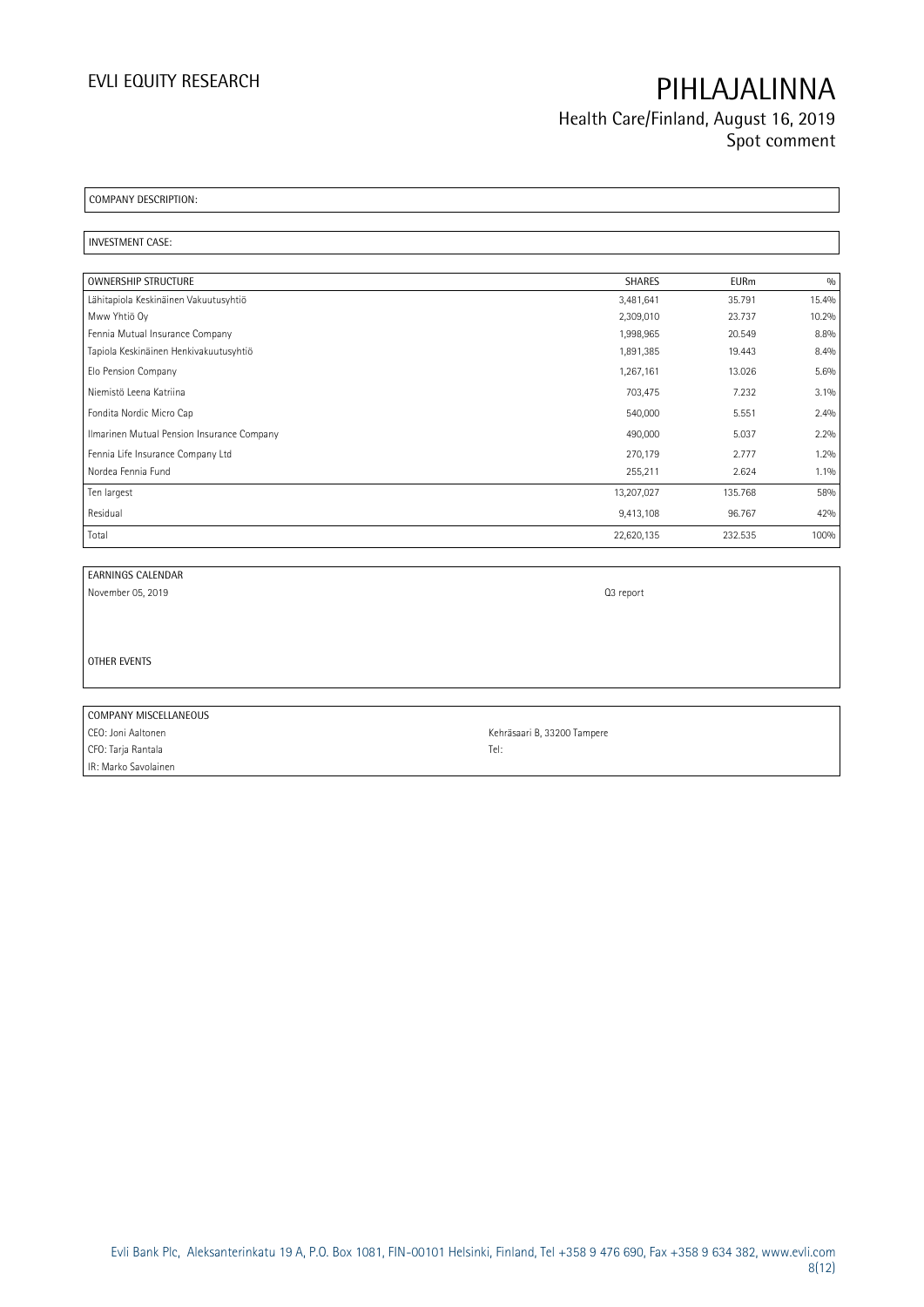COMPANY DESCRIPTION:

INVESTMENT CASE:

| OWNERSHIP STRUCTURE | SHARES | EURm | % |
|---|---|---|---|
| Lähitapiola Keskinäinen Vakuutusyhtiö | 3,481,641 | 35.791 | 15.4% |
| Mww Yhtiö Oy | 2,309,010 | 23.737 | 10.2% |
| Fennia Mutual Insurance Company | 1,998,965 | 20.549 | 8.8% |
| Tapiola Keskinäinen Henkivakuutusyhtiö | 1,891,385 | 19.443 | 8.4% |
| Elo Pension Company | 1,267,161 | 13.026 | 5.6% |
| Niemistö Leena Katriina | 703,475 | 7.232 | 3.1% |
| Fondita Nordic Micro Cap | 540,000 | 5.551 | 2.4% |
| Ilmarinen Mutual Pension Insurance Company | 490,000 | 5.037 | 2.2% |
| Fennia Life Insurance Company Ltd | 270,179 | 2.777 | 1.2% |
| Nordea Fennia Fund | 255,211 | 2.624 | 1.1% |
| Ten largest | 13,207,027 | 135.768 | 58% |
| Residual | 9,413,108 | 96.767 | 42% |
| Total | 22,620,135 | 232.535 | 100% |

| EARNINGS CALENDAR | |
|---|---|
| November 05, 2019 | Q3 report |

OTHER EVENTS

| COMPANY MISCELLANEOUS | |
|---|---|
| CEO: Joni Aaltonen | Kehräsaari B, 33200 Tampere |
| CFO: Tarja Rantala | Tel: |
| IR: Marko Savolainen | |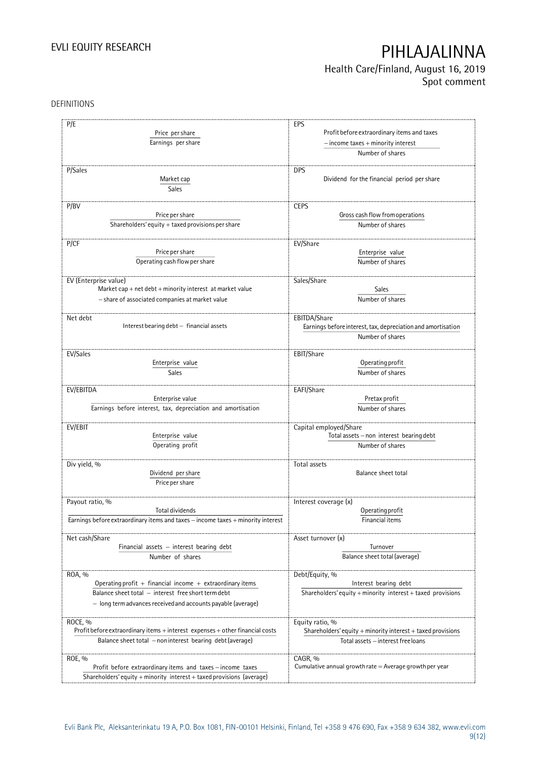DEFINITIONS

| P/E | EPS |
|---|---|
| $\frac{\text{Price per share}}{\text{Earnings per share}}$ | $\frac{\text{Profit before extraordinary items and taxes} - \text{income taxes} + \text{minority interest}}{\text{Number of shares}}$ |
| **P/Sales** | **DPS** |
| $\frac{\text{Market cap}}{\text{Sales}}$ | Dividend for the financial period per share |
| **P/BV** | **CEPS** |
| $\frac{\text{Price per share}}{\text{Shareholders' equity} + \text{taxed provisions per share}}$ | $\frac{\text{Gross cash flow from operations}}{\text{Number of shares}}$ |
| **P/CF** | **EV/Share** |
| $\frac{\text{Price per share}}{\text{Operating cash flow per share}}$ | $\frac{\text{Enterprise value}}{\text{Number of shares}}$ |
| **EV (Enterprise value)** | **Sales/Share** |
| Market cap + net debt + minority interest at market value − share of associated companies at market value | $\frac{\text{Sales}}{\text{Number of shares}}$ |
| **Net debt** | **EBITDA/Share** |
| Interest bearing debt − financial assets | $\frac{\text{Earnings before interest, tax, depreciation and amortisation}}{\text{Number of shares}}$ |
| **EV/Sales** | **EBIT/Share** |
| $\frac{\text{Enterprise value}}{\text{Sales}}$ | $\frac{\text{Operating profit}}{\text{Number of shares}}$ |
| **EV/EBITDA** | **EAFI/Share** |
| $\frac{\text{Enterprise value}}{\text{Earnings before interest, tax, depreciation and amortisation}}$ | $\frac{\text{Pretax profit}}{\text{Number of shares}}$ |
| **EV/EBIT** | **Capital employed/Share** |
| $\frac{\text{Enterprise value}}{\text{Operating profit}}$ | $\frac{\text{Total assets} - \text{non interest bearing debt}}{\text{Number of shares}}$ |
| **Div yield, %** | **Total assets** |
| $\frac{\text{Dividend per share}}{\text{Price per share}}$ | Balance sheet total |
| **Payout ratio, %** | **Interest coverage (x)** |
| $\frac{\text{Total dividends}}{\text{Earnings before extraordinary items and taxes} - \text{income taxes} + \text{minority interest}}$ | $\frac{\text{Operating profit}}{\text{Financial items}}$ |
| **Net cash/Share** | **Asset turnover (x)** |
| $\frac{\text{Financial assets} - \text{interest bearing debt}}{\text{Number of shares}}$ | $\frac{\text{Turnover}}{\text{Balance sheet total (average)}}$ |
| **ROA, %** | **Debt/Equity, %** |
| $\frac{\text{Operating profit} + \text{financial income} + \text{extraordinary items}}{\text{Balance sheet total} - \text{interest free short term debt} - \text{long term advances received and accounts payable (average)}}$ | $\frac{\text{Interest bearing debt}}{\text{Shareholders' equity} + \text{minority interest} + \text{taxed provisions}}$ |
| **ROCE, %** | **Equity ratio, %** |
| $\frac{\text{Profit before extraordinary items} + \text{interest expenses} + \text{other financial costs}}{\text{Balance sheet total} - \text{non interest bearing debt (average)}}$ | $\frac{\text{Shareholders' equity} + \text{minority interest} + \text{taxed provisions}}{\text{Total assets} - \text{interest free loans}}$ |
| **ROE, %** | **CAGR, %** |
| $\frac{\text{Profit before extraordinary items and taxes} - \text{income taxes}}{\text{Shareholders' equity} + \text{minority interest} + \text{taxed provisions (average)}}$ | Cumulative annual growth rate = Average growth per year |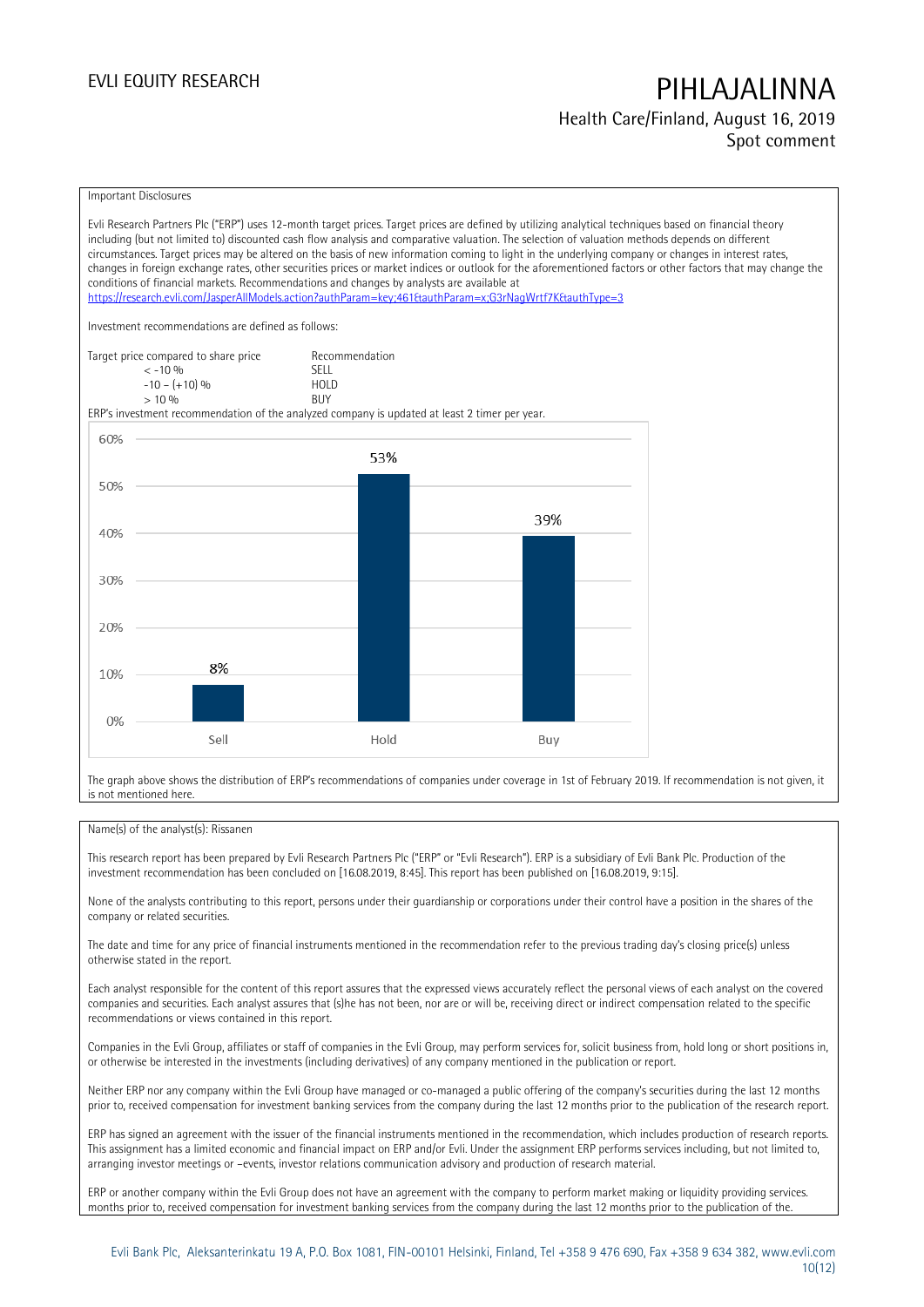## Important Disclosures

Evli Research Partners Plc ("ERP") uses 12-month target prices. Target prices are defined by utilizing analytical techniques based on financial theory including (but not limited to) discounted cash flow analysis and comparative valuation. The selection of valuation methods depends on different circumstances. Target prices may be altered on the basis of new information coming to light in the underlying company or changes in interest rates, changes in foreign exchange rates, other securities prices or market indices or outlook for the aforementioned factors or other factors that may change the conditions of financial markets. Recommendations and changes by analysts are available at https://research.evli.com/JasperAllModels.action?authParam=key;461&authParam=x;G3rNagWrtf7K&authType=3

Investment recommendations are defined as follows:

| Target price compared to share price | Recommendation |
| --- | --- |
| < -10 % | SELL |
| -10 – (+10) % | HOLD |
| > 10 % | BUY |

ERP's investment recommendation of the analyzed company is updated at least 2 timer per year.

| Recommendation | Share |
| --- | --- |
| Sell | 8% |
| Hold | 53% |
| Buy | 39% |

The graph above shows the distribution of ERP's recommendations of companies under coverage in 1st of February 2019. If recommendation is not given, it is not mentioned here.

Name(s) of the analyst(s): Rissanen

This research report has been prepared by Evli Research Partners Plc ("ERP" or "Evli Research"). ERP is a subsidiary of Evli Bank Plc. Production of the investment recommendation has been concluded on [16.08.2019, 8:45]. This report has been published on [16.08.2019, 9:15].

None of the analysts contributing to this report, persons under their guardianship or corporations under their control have a position in the shares of the company or related securities.

The date and time for any price of financial instruments mentioned in the recommendation refer to the previous trading day's closing price(s) unless otherwise stated in the report.

Each analyst responsible for the content of this report assures that the expressed views accurately reflect the personal views of each analyst on the covered companies and securities. Each analyst assures that (s)he has not been, nor are or will be, receiving direct or indirect compensation related to the specific recommendations or views contained in this report.

Companies in the Evli Group, affiliates or staff of companies in the Evli Group, may perform services for, solicit business from, hold long or short positions in, or otherwise be interested in the investments (including derivatives) of any company mentioned in the publication or report.

Neither ERP nor any company within the Evli Group have managed or co-managed a public offering of the company's securities during the last 12 months prior to, received compensation for investment banking services from the company during the last 12 months prior to the publication of the research report.

ERP has signed an agreement with the issuer of the financial instruments mentioned in the recommendation, which includes production of research reports. This assignment has a limited economic and financial impact on ERP and/or Evli. Under the assignment ERP performs services including, but not limited to, arranging investor meetings or –events, investor relations communication advisory and production of research material.

ERP or another company within the Evli Group does not have an agreement with the company to perform market making or liquidity providing services. months prior to, received compensation for investment banking services from the company during the last 12 months prior to the publication of the.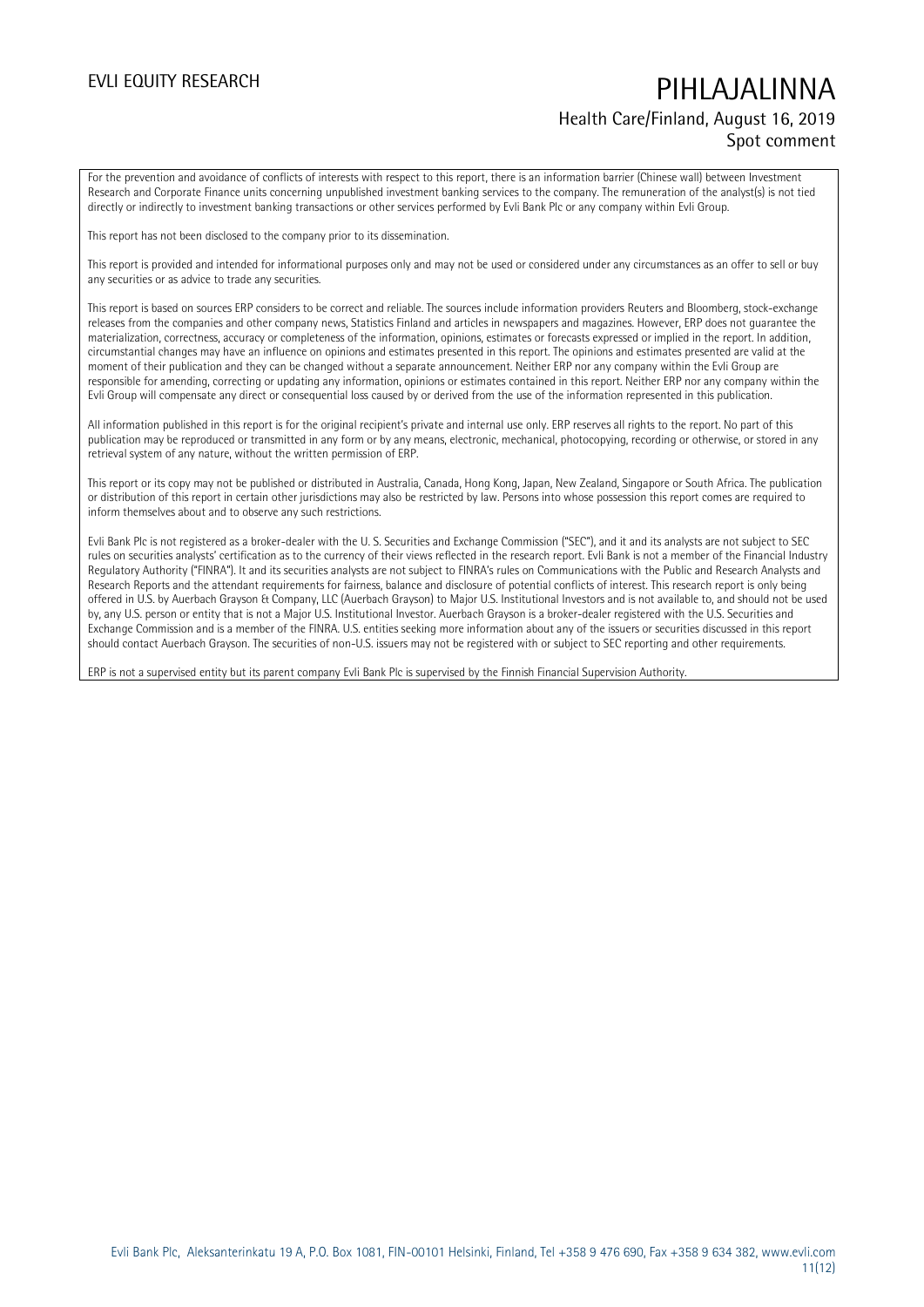For the prevention and avoidance of conflicts of interests with respect to this report, there is an information barrier (Chinese wall) between Investment Research and Corporate Finance units concerning unpublished investment banking services to the company. The remuneration of the analyst(s) is not tied directly or indirectly to investment banking transactions or other services performed by Evli Bank Plc or any company within Evli Group.

This report has not been disclosed to the company prior to its dissemination.

This report is provided and intended for informational purposes only and may not be used or considered under any circumstances as an offer to sell or buy any securities or as advice to trade any securities.

This report is based on sources ERP considers to be correct and reliable. The sources include information providers Reuters and Bloomberg, stock-exchange releases from the companies and other company news, Statistics Finland and articles in newspapers and magazines. However, ERP does not guarantee the materialization, correctness, accuracy or completeness of the information, opinions, estimates or forecasts expressed or implied in the report. In addition, circumstantial changes may have an influence on opinions and estimates presented in this report. The opinions and estimates presented are valid at the moment of their publication and they can be changed without a separate announcement. Neither ERP nor any company within the Evli Group are responsible for amending, correcting or updating any information, opinions or estimates contained in this report. Neither ERP nor any company within the Evli Group will compensate any direct or consequential loss caused by or derived from the use of the information represented in this publication.

All information published in this report is for the original recipient's private and internal use only. ERP reserves all rights to the report. No part of this publication may be reproduced or transmitted in any form or by any means, electronic, mechanical, photocopying, recording or otherwise, or stored in any retrieval system of any nature, without the written permission of ERP.

This report or its copy may not be published or distributed in Australia, Canada, Hong Kong, Japan, New Zealand, Singapore or South Africa. The publication or distribution of this report in certain other jurisdictions may also be restricted by law. Persons into whose possession this report comes are required to inform themselves about and to observe any such restrictions.

Evli Bank Plc is not registered as a broker-dealer with the U. S. Securities and Exchange Commission ("SEC"), and it and its analysts are not subject to SEC rules on securities analysts' certification as to the currency of their views reflected in the research report. Evli Bank is not a member of the Financial Industry Regulatory Authority ("FINRA"). It and its securities analysts are not subject to FINRA's rules on Communications with the Public and Research Analysts and Research Reports and the attendant requirements for fairness, balance and disclosure of potential conflicts of interest. This research report is only being offered in U.S. by Auerbach Grayson & Company, LLC (Auerbach Grayson) to Major U.S. Institutional Investors and is not available to, and should not be used by, any U.S. person or entity that is not a Major U.S. Institutional Investor. Auerbach Grayson is a broker-dealer registered with the U.S. Securities and Exchange Commission and is a member of the FINRA. U.S. entities seeking more information about any of the issuers or securities discussed in this report should contact Auerbach Grayson. The securities of non-U.S. issuers may not be registered with or subject to SEC reporting and other requirements.

ERP is not a supervised entity but its parent company Evli Bank Plc is supervised by the Finnish Financial Supervision Authority.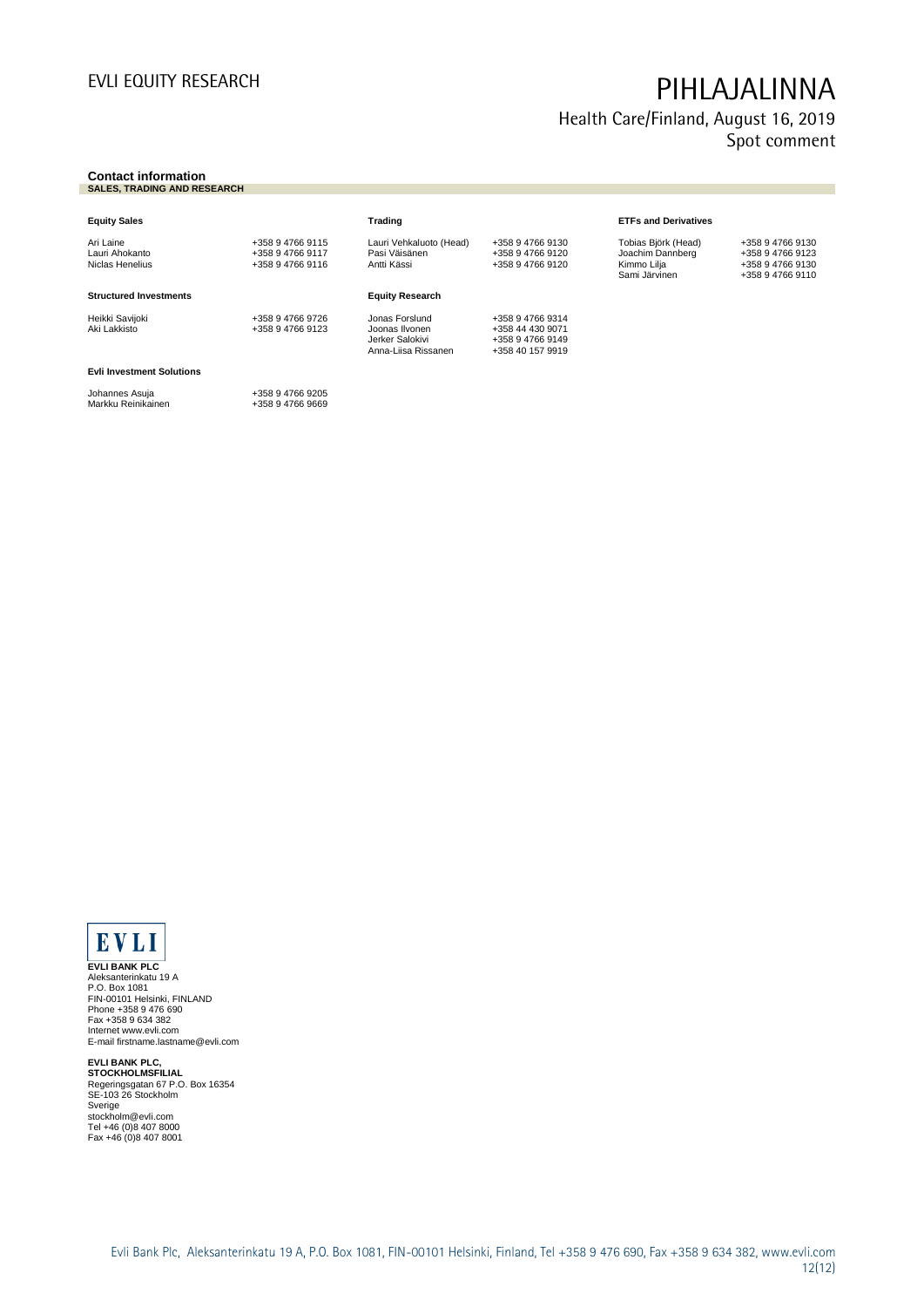## Contact information

**SALES, TRADING AND RESEARCH**

**Equity Sales**

| | |
|---|---|
| Ari Laine | +358 9 4766 9115 |
| Lauri Ahokanto | +358 9 4766 9117 |
| Niclas Henelius | +358 9 4766 9116 |

**Structured Investments**

| | |
|---|---|
| Heikki Savijoki | +358 9 4766 9726 |
| Aki Lakkisto | +358 9 4766 9123 |

**Evli Investment Solutions**

| | |
|---|---|
| Johannes Asuja | +358 9 4766 9205 |
| Markku Reinikainen | +358 9 4766 9669 |

**Trading**

| | |
|---|---|
| Lauri Vehkaluoto (Head) | +358 9 4766 9130 |
| Pasi Väisänen | +358 9 4766 9120 |
| Antti Kässi | +358 9 4766 9120 |

**Equity Research**

| | |
|---|---|
| Jonas Forslund | +358 9 4766 9314 |
| Joonas Ilvonen | +358 44 430 9071 |
| Jerker Salokivi | +358 9 4766 9149 |
| Anna-Liisa Rissanen | +358 40 157 9919 |

**ETFs and Derivatives**

| | |
|---|---|
| Tobias Björk (Head) | +358 9 4766 9130 |
| Joachim Dannberg | +358 9 4766 9123 |
| Kimmo Lilja | +358 9 4766 9130 |
| Sami Järvinen | +358 9 4766 9110 |

EVLI

**EVLI BANK PLC**
Aleksanterinkatu 19 A
P.O. Box 1081
FIN-00101 Helsinki, FINLAND
Phone +358 9 476 690
Fax +358 9 634 382
Internet www.evli.com
E-mail firstname.lastname@evli.com

**EVLI BANK PLC, STOCKHOLMSFILIAL**
Regeringsgatan 67 P.O. Box 16354
SE-103 26 Stockholm
Sverige
stockholm@evli.com
Tel +46 (0)8 407 8000
Fax +46 (0)8 407 8001